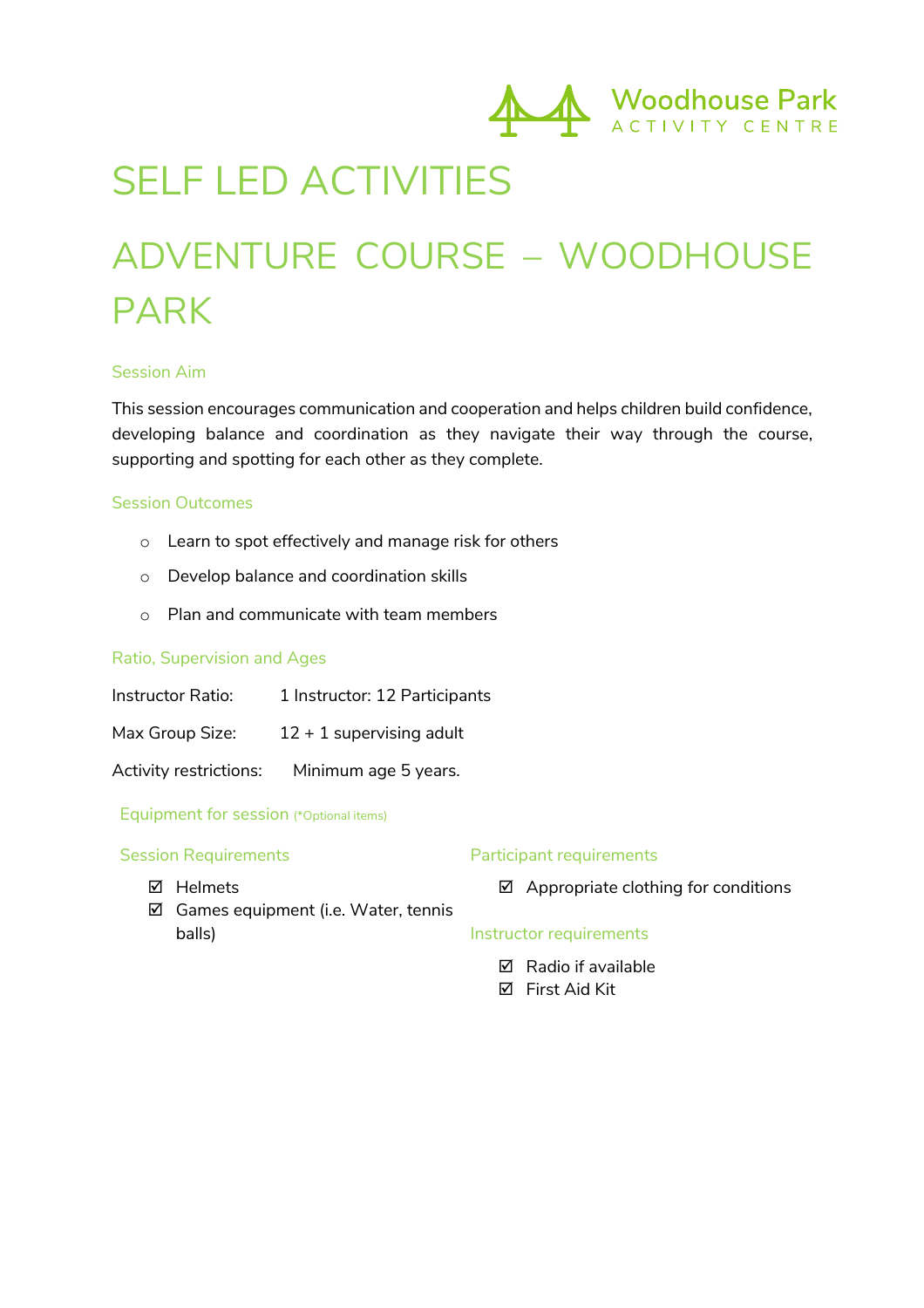Woodhouse Park
ACTIVITY CENTRE

# SELF LED ACTIVITIES

# ADVENTURE COURSE – WOODHOUSE PARK

## Session Aim

This session encourages communication and cooperation and helps children build confidence, developing balance and coordination as they navigate their way through the course, supporting and spotting for each other as they complete.

## Session Outcomes

- Learn to spot effectively and manage risk for others
- Develop balance and coordination skills
- Plan and communicate with team members

## Ratio, Supervision and Ages

Instructor Ratio: 1 Instructor: 12 Participants

Max Group Size: 12 + 1 supervising adult

Activity restrictions: Minimum age 5 years.

## Equipment for session (*Optional items)

### Session Requirements

- ☑ Helmets
- ☑ Games equipment (i.e. Water, tennis balls)

### Participant requirements

- ☑ Appropriate clothing for conditions

### Instructor requirements

- ☑ Radio if available
- ☑ First Aid Kit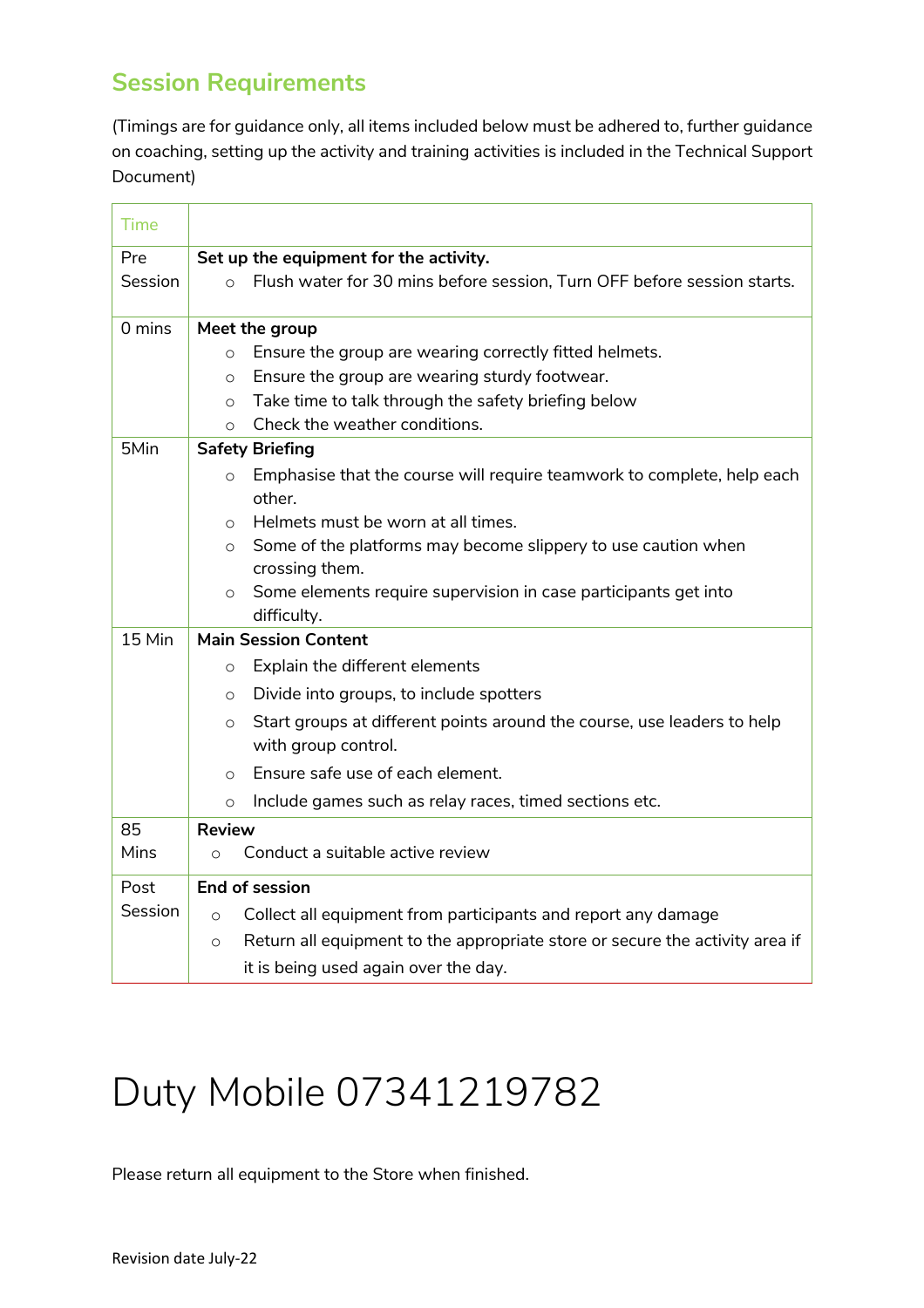## Session Requirements

(Timings are for guidance only, all items included below must be adhered to, further guidance on coaching, setting up the activity and training activities is included in the Technical Support Document)

| Time | |
|---|---|
| Pre Session | **Set up the equipment for the activity.**<br>○ Flush water for 30 mins before session, Turn OFF before session starts. |
| 0 mins | **Meet the group**<br>○ Ensure the group are wearing correctly fitted helmets.<br>○ Ensure the group are wearing sturdy footwear.<br>○ Take time to talk through the safety briefing below<br>○ Check the weather conditions. |
| 5Min | **Safety Briefing**<br>○ Emphasise that the course will require teamwork to complete, help each other.<br>○ Helmets must be worn at all times.<br>○ Some of the platforms may become slippery to use caution when crossing them.<br>○ Some elements require supervision in case participants get into difficulty. |
| 15 Min | **Main Session Content**<br>○ Explain the different elements<br>○ Divide into groups, to include spotters<br>○ Start groups at different points around the course, use leaders to help with group control.<br>○ Ensure safe use of each element.<br>○ Include games such as relay races, timed sections etc. |
| 85 Mins | **Review**<br>○ Conduct a suitable active review |
| Post Session | **End of session**<br>○ Collect all equipment from participants and report any damage<br>○ Return all equipment to the appropriate store or secure the activity area if it is being used again over the day. |

# Duty Mobile 07341219782

Please return all equipment to the Store when finished.

Revision date July-22